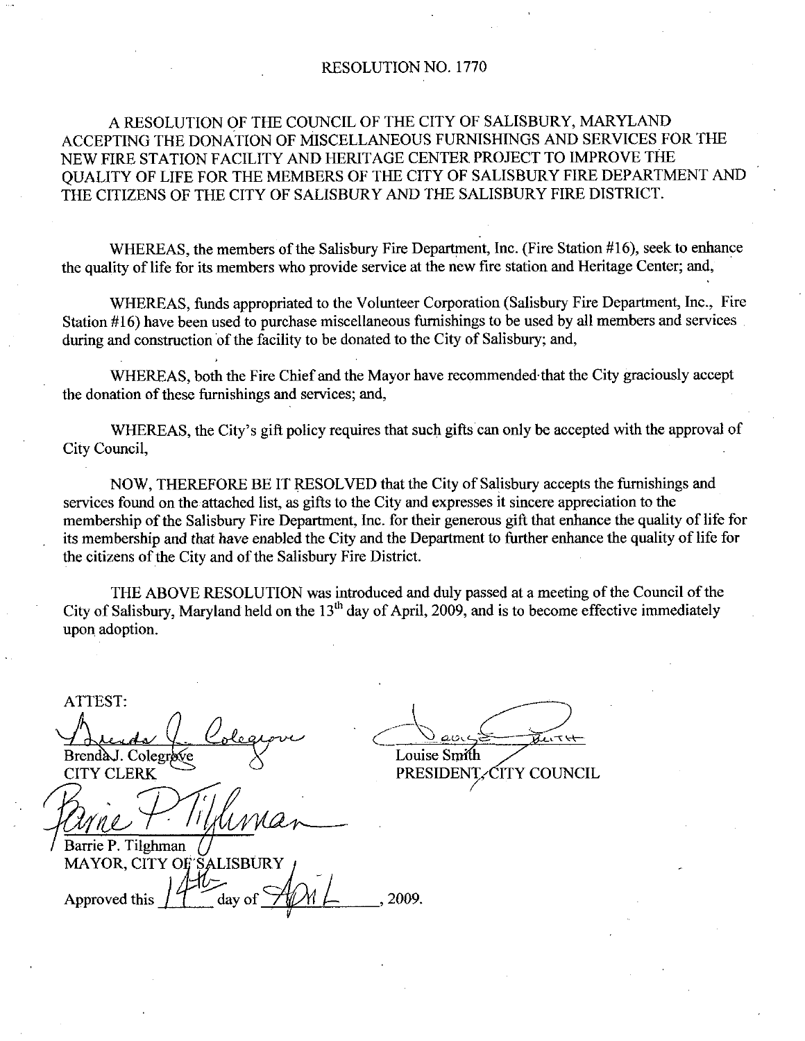# RESOLUTION NO. 1770

A RESOLUTION OF THE COUNCIL OF THE CITY OF SALISBURY, MARYLAND ACCEPTING THE DONATION OF MISCELLANEOUS FURNISHINGS AND SERVICES FOR THE NEW FIRE STATION FACILITY AND HERITAGE CENTER PROJECT TO IMPROVE THE QUALITY OF LIFE FOR THE MEMBERS OF THE CITY OF SALISBURY FIRE DEPARTMENT AND THE CITIZENS OF THE CITY OF SALISBURY AND THE SALISBURY FIRE DISTRICT.

WHEREAS, the members of the Salisbury Fire Department, Inc. (Fire Station #16), seek to enhance the quality of life for its members who provide service at the new fire station and Heritage Center; and,

WHEREAS, funds appropriated to the Volunteer Corporation (Salisbury Fire Department, Inc., Fire Station #16) have been used to purchase miscellaneous furnishings to be used by all members and services during and construction of the facility to be donated to the City of Salisbury; and,

WHEREAS, both the Fire Chief and the Mayor have recommended that the City graciously accept the donation of these furnishings and services; and,

WHEREAS, the City's gift policy requires that such gifts can only be accepted with the approval of City Council,

NOW, THEREFORE BE IT RESOLVED that the City of Salisbury accepts the furnishings and services found on the attached list, as gifts to the City and expresses it sincere appreciation to the membership of the Salisbury Fire Department, Inc. for their generous gift that enhance the quality of life for its membership and that have enabled the City and the Department to further enhance the quality of life for the citizens of the City and of the Salisbury Fire District.

THE ABOVE RESOLUTION was introduced and duly passed at a meeting of the Council of the City of Salisbury, Maryland held on the 13th day of April, 2009, and is to become effective immediately upon adoption.

ATTEST:

Brenda J. Colegrove
CITY CLERK

Louise Smith
PRESIDENT, CITY COUNCIL

Barrie P. Tilghman
MAYOR, CITY OF SALISBURY

Approved this 14th day of April, 2009.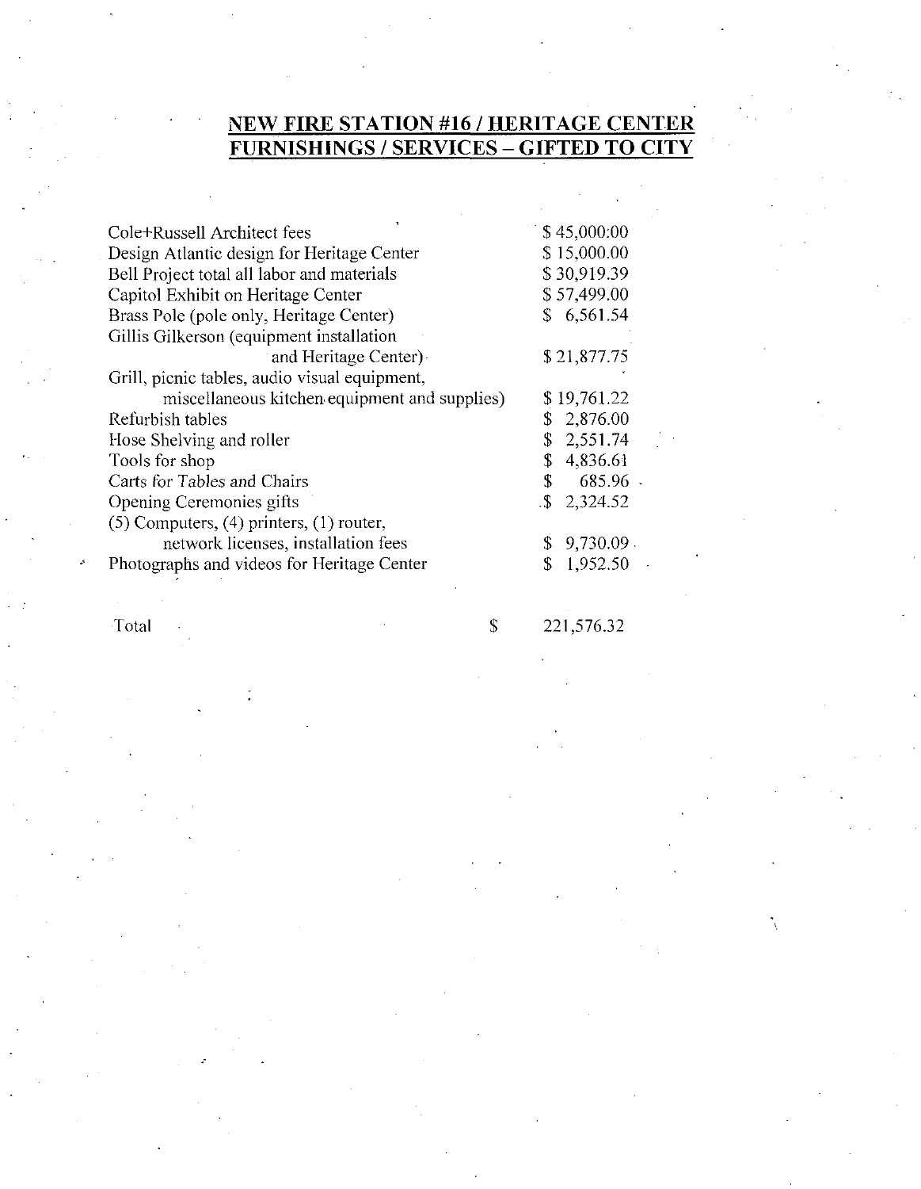## NEW FIRE STATION #16 / HERITAGE CENTER FURNISHINGS / SERVICES – GIFTED TO CITY

| Item | Amount |
| --- | --- |
| Cole+Russell Architect fees | $ 45,000.00 |
| Design Atlantic design for Heritage Center | $ 15,000.00 |
| Bell Project total all labor and materials | $ 30,919.39 |
| Capitol Exhibit on Heritage Center | $ 57,499.00 |
| Brass Pole (pole only, Heritage Center) | $ 6,561.54 |
| Gillis Gilkerson (equipment installation and Heritage Center) | $ 21,877.75 |
| Grill, picnic tables, audio visual equipment, miscellaneous kitchen equipment and supplies) | $ 19,761.22 |
| Refurbish tables | $ 2,876.00 |
| Hose Shelving and roller | $ 2,551.74 |
| Tools for shop | $ 4,836.61 |
| Carts for Tables and Chairs | $ 685.96 |
| Opening Ceremonies gifts | $ 2,324.52 |
| (5) Computers, (4) printers, (1) router, network licenses, installation fees | $ 9,730.09 |
| Photographs and videos for Heritage Center | $ 1,952.50 |
| Total | $ 221,576.32 |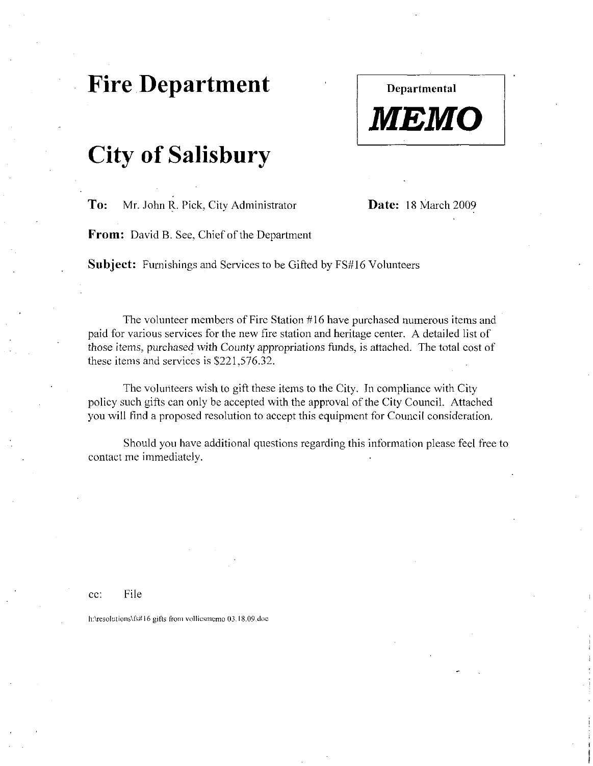# Fire Department

# City of Salisbury

**Departmental**

***MEMO***

**To:** Mr. John R. Pick, City Administrator

**Date:** 18 March 2009

**From:** David B. See, Chief of the Department

**Subject:** Furnishings and Services to be Gifted by FS#16 Volunteers

The volunteer members of Fire Station #16 have purchased numerous items and paid for various services for the new fire station and heritage center. A detailed list of those items, purchased with County appropriations funds, is attached. The total cost of these items and services is $221,576.32.

The volunteers wish to gift these items to the City. In compliance with City policy such gifts can only be accepted with the approval of the City Council. Attached you will find a proposed resolution to accept this equipment for Council consideration.

Should you have additional questions regarding this information please feel free to contact me immediately.

cc: File

h:\resolutions\fs#16 gifts from volliesmemo 03.18.09.doc